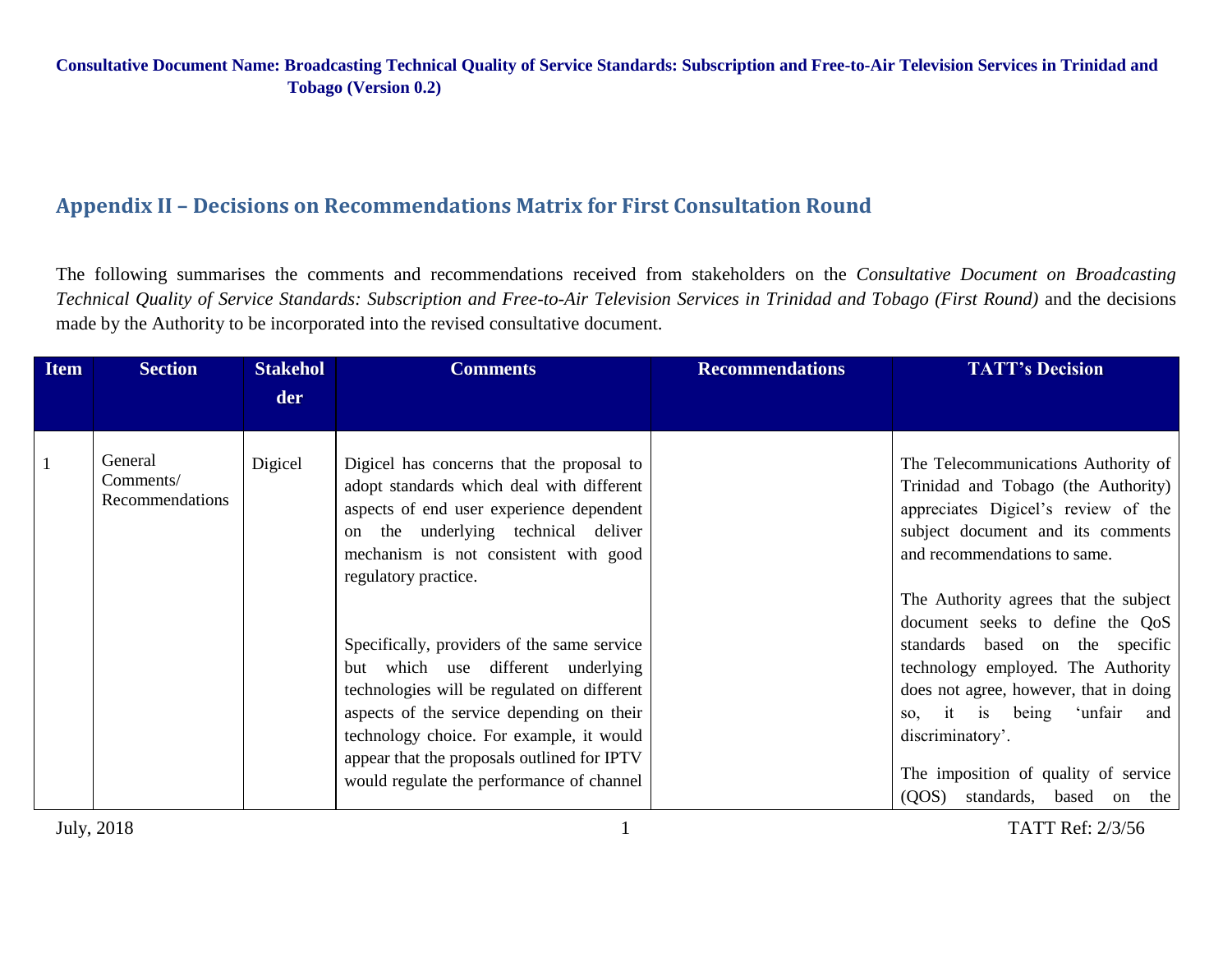**Consultative Document Name: Broadcasting Technical Quality of Service Standards: Subscription and Free-to-Air Television Services in Trinidad and Tobago (Version 0.2)**

## Appendix II – Decisions on Recommendations Matrix for First Consultation Round

The following summarises the comments and recommendations received from stakeholders on the *Consultative Document on Broadcasting Technical Quality of Service Standards: Subscription and Free-to-Air Television Services in Trinidad and Tobago (First Round)* and the decisions made by the Authority to be incorporated into the revised consultative document.

| Item | Section | Stakeholder | Comments | Recommendations | TATT's Decision |
|---|---|---|---|---|---|
| 1 | General Comments/ Recommendations | Digicel | Digicel has concerns that the proposal to adopt standards which deal with different aspects of end user experience dependent on the underlying technical deliver mechanism is not consistent with good regulatory practice.<br><br>Specifically, providers of the same service but which use different underlying technologies will be regulated on different aspects of the service depending on their technology choice. For example, it would appear that the proposals outlined for IPTV would regulate the performance of channel | | The Telecommunications Authority of Trinidad and Tobago (the Authority) appreciates Digicel's review of the subject document and its comments and recommendations to same.<br><br>The Authority agrees that the subject document seeks to define the QoS standards based on the specific technology employed. The Authority does not agree, however, that in doing so, it is being 'unfair and discriminatory'.<br><br>The imposition of quality of service (QOS) standards, based on the |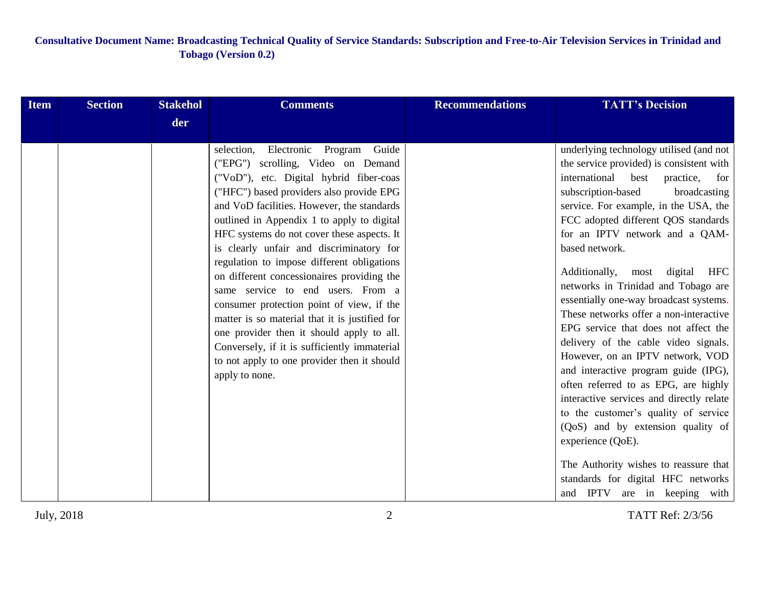| Item | Section | Stakeholder | Comments | Recommendations | TATT's Decision |
|---|---|---|---|---|---|
| | | | selection, Electronic Program Guide ("EPG") scrolling, Video on Demand ("VoD"), etc. Digital hybrid fiber-coas ("HFC") based providers also provide EPG and VoD facilities. However, the standards outlined in Appendix 1 to apply to digital HFC systems do not cover these aspects. It is clearly unfair and discriminatory for regulation to impose different obligations on different concessionaires providing the same service to end users. From a consumer protection point of view, if the matter is so material that it is justified for one provider then it should apply to all. Conversely, if it is sufficiently immaterial to not apply to one provider then it should apply to none. | | underlying technology utilised (and not the service provided) is consistent with international best practice, for subscription-based broadcasting service. For example, in the USA, the FCC adopted different QOS standards for an IPTV network and a QAM-based network.<br><br>Additionally, most digital HFC networks in Trinidad and Tobago are essentially one-way broadcast systems. These networks offer a non-interactive EPG service that does not affect the delivery of the cable video signals. However, on an IPTV network, VOD and interactive program guide (IPG), often referred to as EPG, are highly interactive services and directly relate to the customer's quality of service (QoS) and by extension quality of experience (QoE).<br><br>The Authority wishes to reassure that standards for digital HFC networks and IPTV are in keeping with |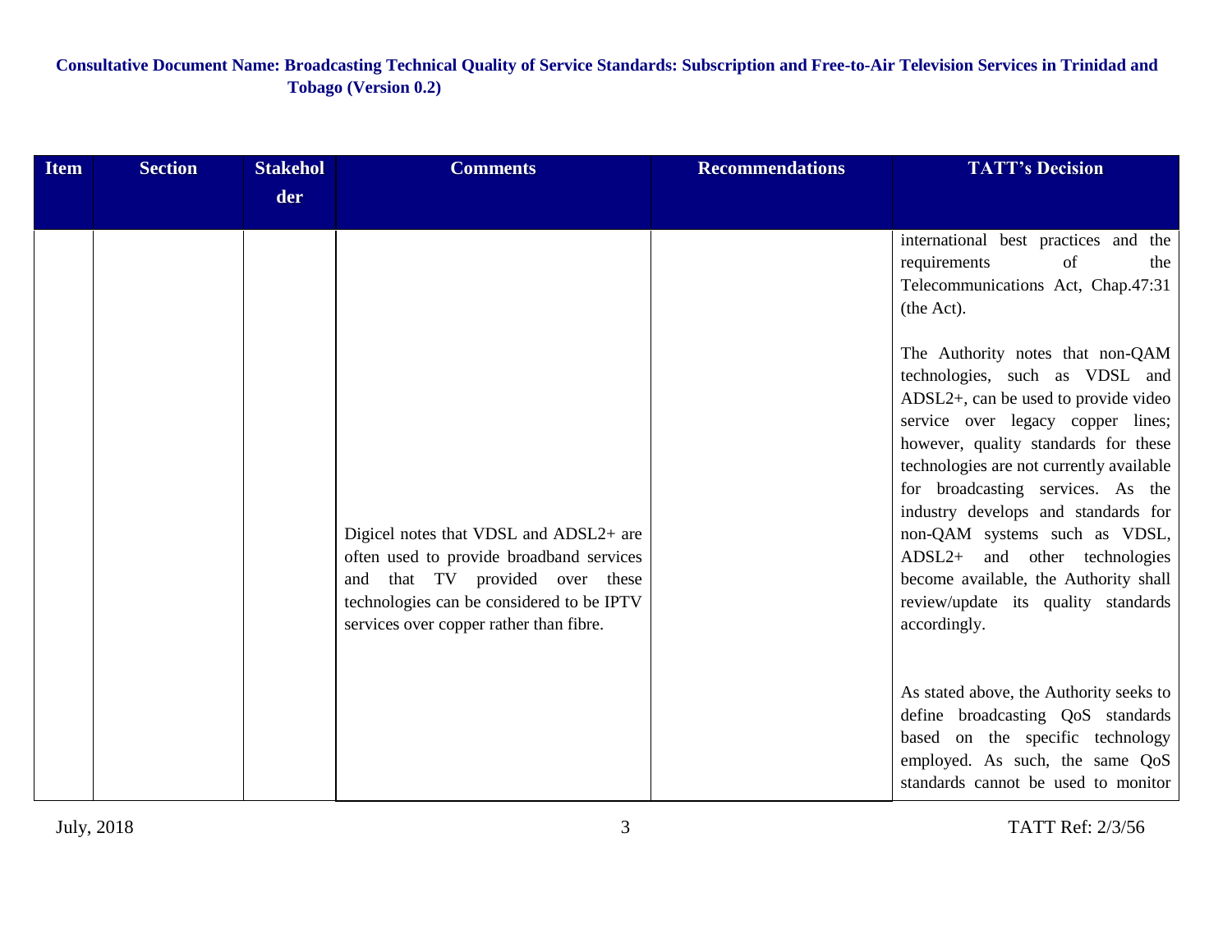| Item | Section | Stakeholder | Comments | Recommendations | TATT's Decision |
|---|---|---|---|---|---|
| | | | Digicel notes that VDSL and ADSL2+ are often used to provide broadband services and that TV provided over these technologies can be considered to be IPTV services over copper rather than fibre. | | international best practices and the requirements of the Telecommunications Act, Chap.47:31 (the Act).<br><br>The Authority notes that non-QAM technologies, such as VDSL and ADSL2+, can be used to provide video service over legacy copper lines; however, quality standards for these technologies are not currently available for broadcasting services. As the industry develops and standards for non-QAM systems such as VDSL, ADSL2+ and other technologies become available, the Authority shall review/update its quality standards accordingly.<br><br>As stated above, the Authority seeks to define broadcasting QoS standards based on the specific technology employed. As such, the same QoS standards cannot be used to monitor |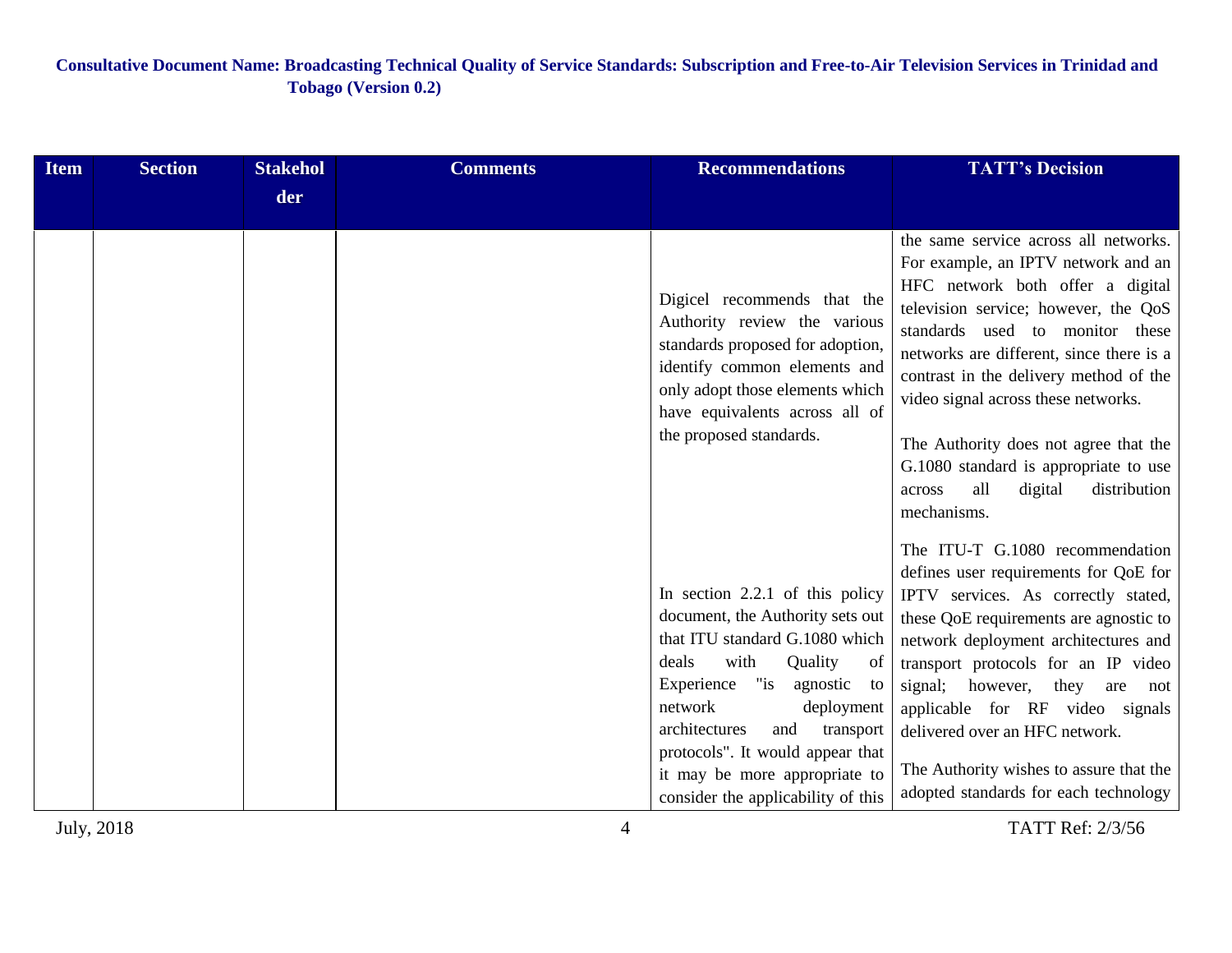| Item | Section | Stakeholder | Comments | Recommendations | TATT's Decision |
|---|---|---|---|---|---|
| | | | | Digicel recommends that the Authority review the various standards proposed for adoption, identify common elements and only adopt those elements which have equivalents across all of the proposed standards.<br><br>In section 2.2.1 of this policy document, the Authority sets out that ITU standard G.1080 which deals with Quality of Experience "is agnostic to network deployment architectures and transport protocols". It would appear that it may be more appropriate to consider the applicability of this | the same service across all networks. For example, an IPTV network and an HFC network both offer a digital television service; however, the QoS standards used to monitor these networks are different, since there is a contrast in the delivery method of the video signal across these networks.<br><br>The Authority does not agree that the G.1080 standard is appropriate to use across all digital distribution mechanisms.<br><br>The ITU-T G.1080 recommendation defines user requirements for QoE for IPTV services. As correctly stated, these QoE requirements are agnostic to network deployment architectures and transport protocols for an IP video signal; however, they are not applicable for RF video signals delivered over an HFC network.<br><br>The Authority wishes to assure that the adopted standards for each technology |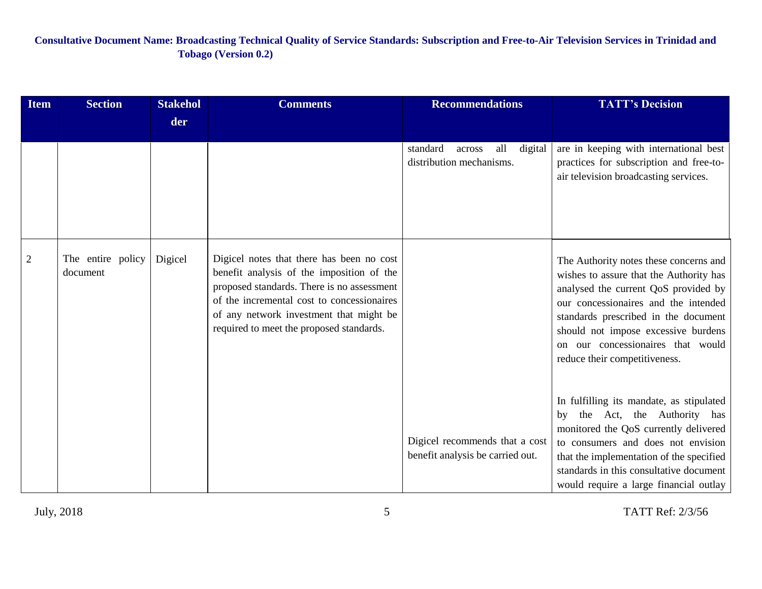**Consultative Document Name: Broadcasting Technical Quality of Service Standards: Subscription and Free-to-Air Television Services in Trinidad and Tobago (Version 0.2)**

| Item | Section | Stakeholder | Comments | Recommendations | TATT's Decision |
|---|---|---|---|---|---|
| | | | | standard across all digital distribution mechanisms. | are in keeping with international best practices for subscription and free-to-air television broadcasting services. |
| 2 | The entire policy document | Digicel | Digicel notes that there has been no cost benefit analysis of the imposition of the proposed standards. There is no assessment of the incremental cost to concessionaires of any network investment that might be required to meet the proposed standards. | Digicel recommends that a cost benefit analysis be carried out. | The Authority notes these concerns and wishes to assure that the Authority has analysed the current QoS provided by our concessionaires and the intended standards prescribed in the document should not impose excessive burdens on our concessionaires that would reduce their competitiveness.<br><br>In fulfilling its mandate, as stipulated by the Act, the Authority has monitored the QoS currently delivered to consumers and does not envision that the implementation of the specified standards in this consultative document would require a large financial outlay |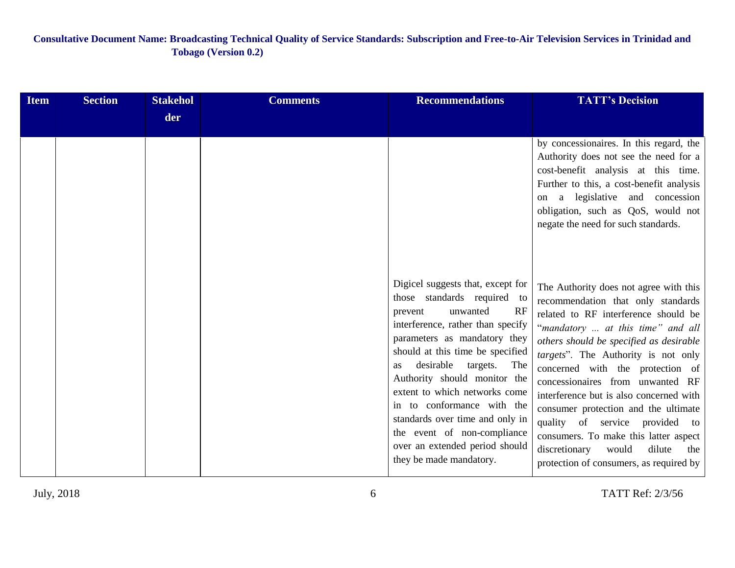| Item | Section | Stakeholder | Comments | Recommendations | TATT's Decision |
|---|---|---|---|---|---|
| | | | | | by concessionaires. In this regard, the Authority does not see the need for a cost-benefit analysis at this time. Further to this, a cost-benefit analysis on a legislative and concession obligation, such as QoS, would not negate the need for such standards. |
| | | | | Digicel suggests that, except for those standards required to prevent unwanted RF interference, rather than specify parameters as mandatory they should at this time be specified as desirable targets. The Authority should monitor the extent to which networks come in to conformance with the standards over time and only in the event of non-compliance over an extended period should they be made mandatory. | The Authority does not agree with this recommendation that only standards related to RF interference should be "*mandatory ... at this time" and all others should be specified as desirable targets*". The Authority is not only concerned with the protection of concessionaires from unwanted RF interference but is also concerned with consumer protection and the ultimate quality of service provided to consumers. To make this latter aspect discretionary would dilute the protection of consumers, as required by |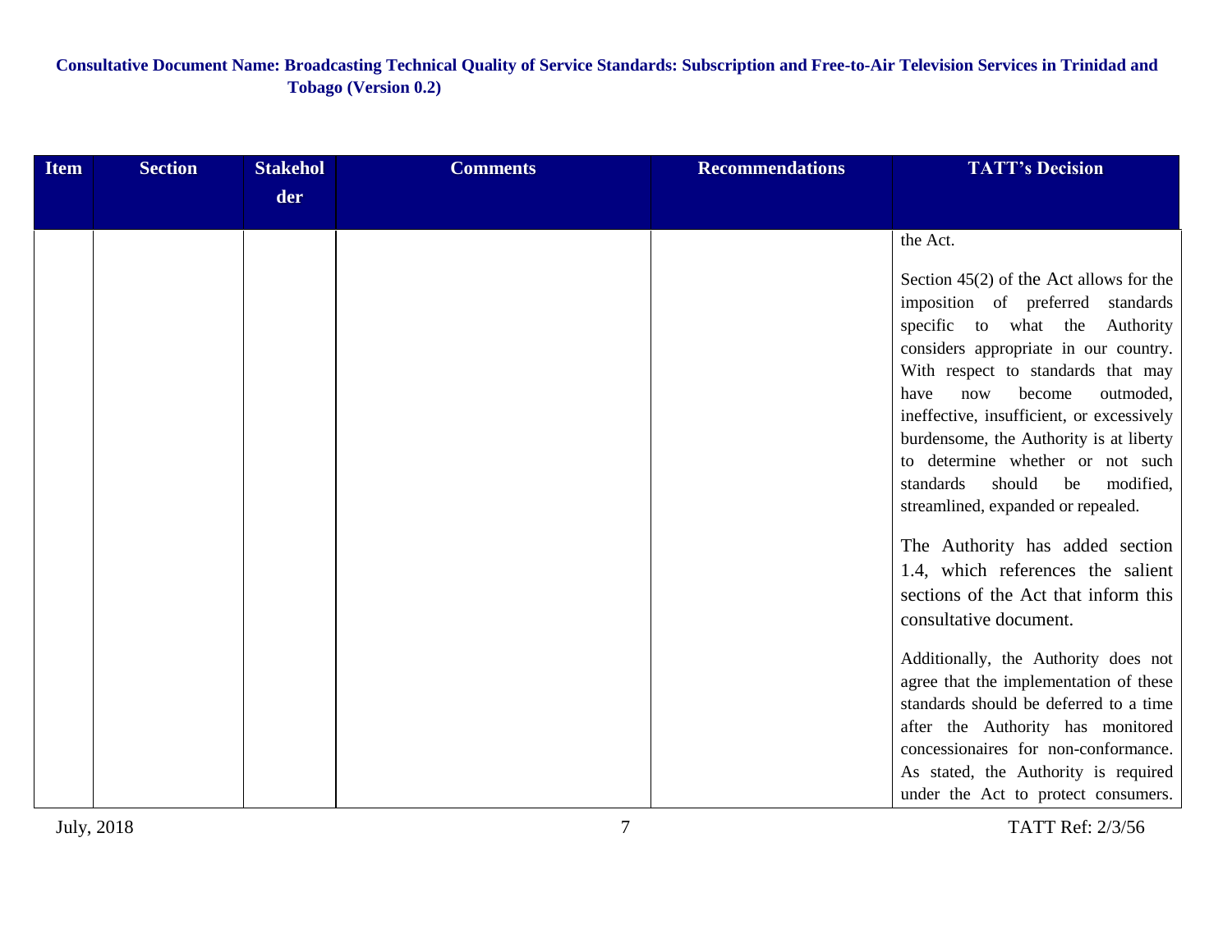| Item | Section | Stakeholder | Comments | Recommendations | TATT's Decision |
| --- | --- | --- | --- | --- | --- |
| | | | | | the Act.<br><br>Section 45(2) of the Act allows for the imposition of preferred standards specific to what the Authority considers appropriate in our country. With respect to standards that may have now become outmoded, ineffective, insufficient, or excessively burdensome, the Authority is at liberty to determine whether or not such standards should be modified, streamlined, expanded or repealed.<br><br>The Authority has added section 1.4, which references the salient sections of the Act that inform this consultative document.<br><br>Additionally, the Authority does not agree that the implementation of these standards should be deferred to a time after the Authority has monitored concessionaires for non-conformance. As stated, the Authority is required under the Act to protect consumers. |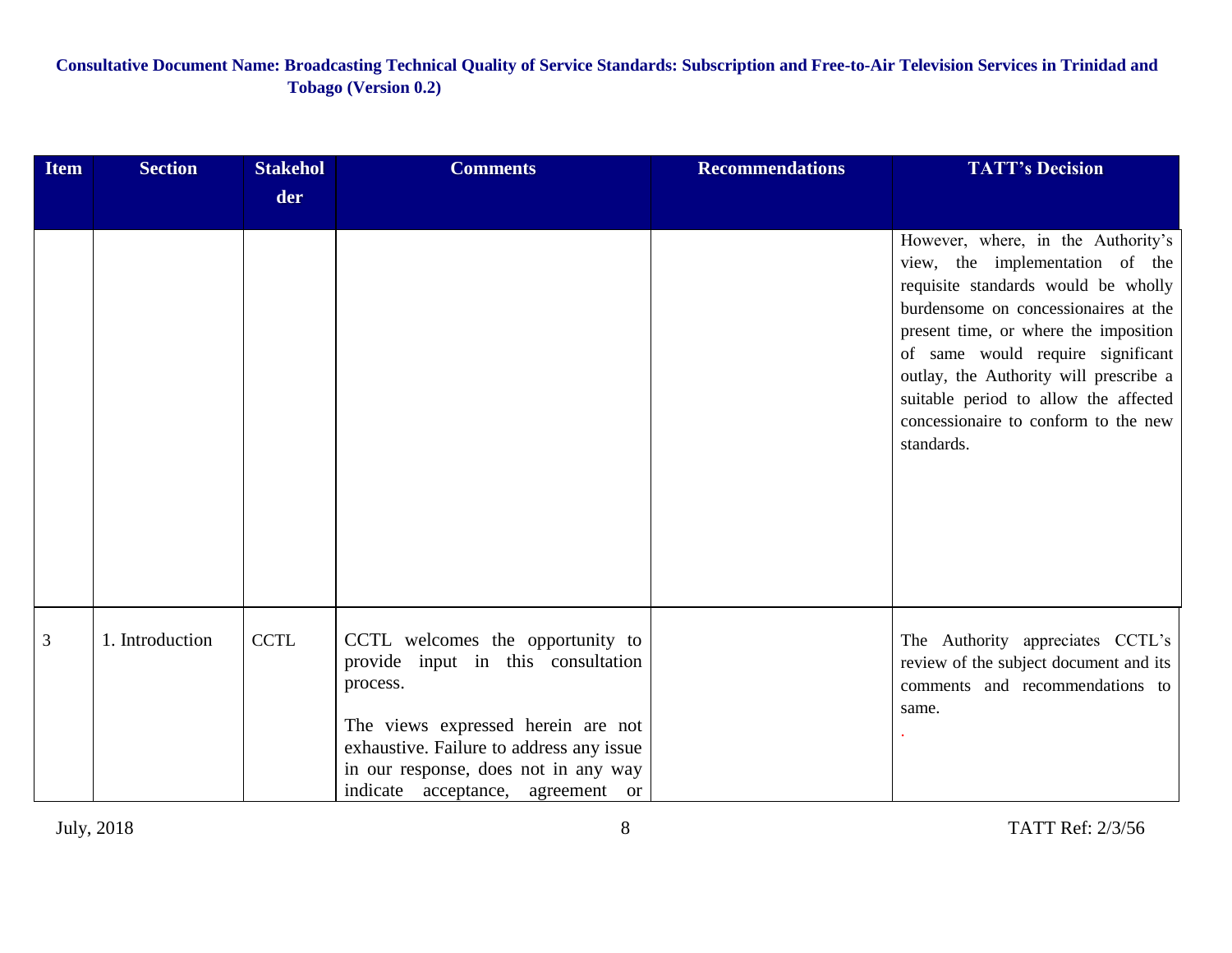| Item | Section | Stakeholder | Comments | Recommendations | TATT's Decision |
|---|---|---|---|---|---|
| | | | | | However, where, in the Authority's view, the implementation of the requisite standards would be wholly burdensome on concessionaires at the present time, or where the imposition of same would require significant outlay, the Authority will prescribe a suitable period to allow the affected concessionaire to conform to the new standards. |
| 3 | 1. Introduction | CCTL | CCTL welcomes the opportunity to provide input in this consultation process.<br><br>The views expressed herein are not exhaustive. Failure to address any issue in our response, does not in any way indicate acceptance, agreement or | | The Authority appreciates CCTL's review of the subject document and its comments and recommendations to same.<br>. |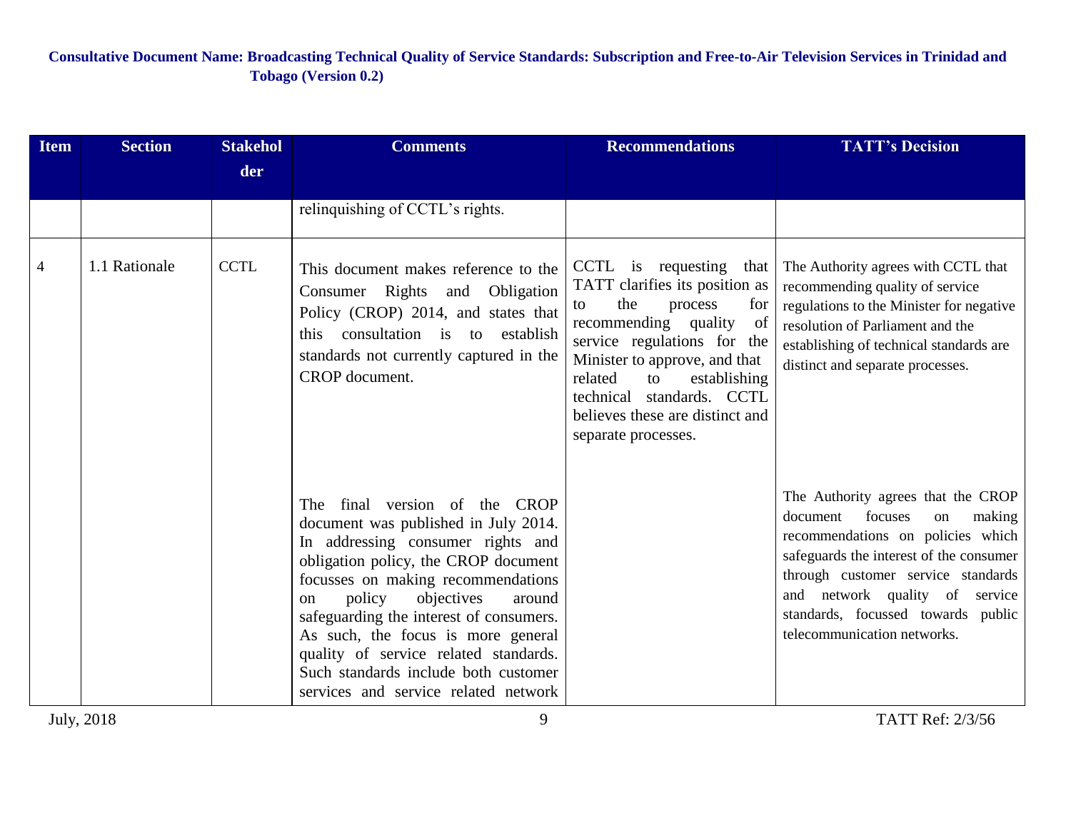| Item | Section | Stakeholder | Comments | Recommendations | TATT's Decision |
|---|---|---|---|---|---|
| | | | relinquishing of CCTL's rights. | | |
| 4 | 1.1 Rationale | CCTL | This document makes reference to the Consumer Rights and Obligation Policy (CROP) 2014, and states that this consultation is to establish standards not currently captured in the CROP document. | CCTL is requesting that TATT clarifies its position as to the process for recommending quality of service regulations for the Minister to approve, and that related to establishing technical standards. CCTL believes these are distinct and separate processes. | The Authority agrees with CCTL that recommending quality of service regulations to the Minister for negative resolution of Parliament and the establishing of technical standards are distinct and separate processes. |
| | | | The final version of the CROP document was published in July 2014. In addressing consumer rights and obligation policy, the CROP document focusses on making recommendations on policy objectives around safeguarding the interest of consumers. As such, the focus is more general quality of service related standards. Such standards include both customer services and service related network | | The Authority agrees that the CROP document focuses on making recommendations on policies which safeguards the interest of the consumer through customer service standards and network quality of service standards, focussed towards public telecommunication networks. |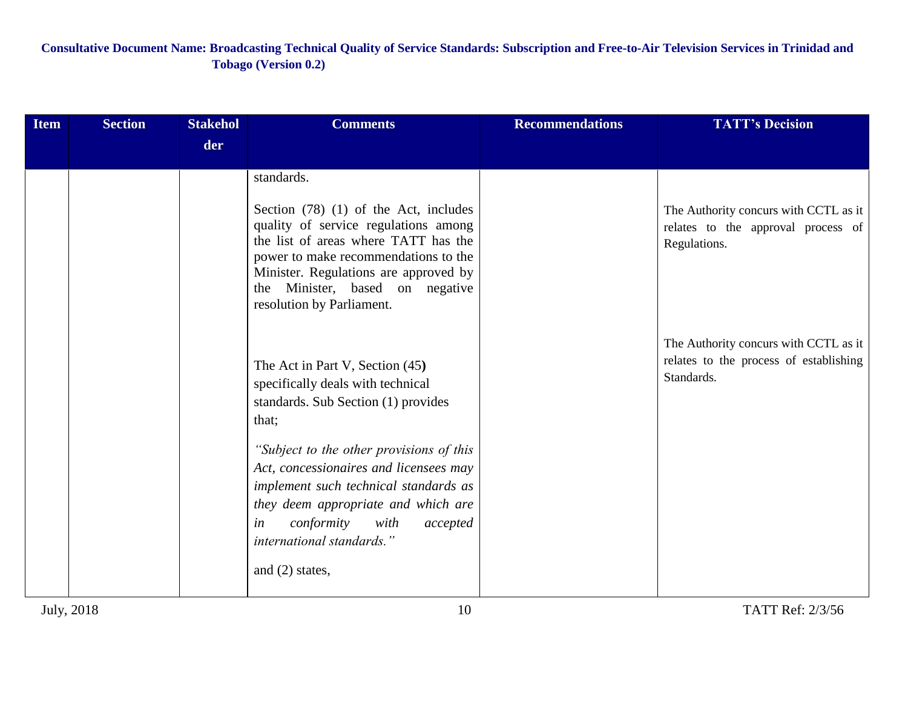**Consultative Document Name: Broadcasting Technical Quality of Service Standards: Subscription and Free-to-Air Television Services in Trinidad and Tobago (Version 0.2)**

| Item | Section | Stakeholder | Comments | Recommendations | TATT's Decision |
|---|---|---|---|---|---|
| | | | standards.<br><br>Section (78) (1) of the Act, includes quality of service regulations among the list of areas where TATT has the power to make recommendations to the Minister. Regulations are approved by the Minister, based on negative resolution by Parliament.<br><br>The Act in Part V, Section (45**)** specifically deals with technical standards. Sub Section (1) provides that;<br><br>*"Subject to the other provisions of this Act, concessionaires and licensees may implement such technical standards as they deem appropriate and which are in conformity with accepted international standards."*<br><br>and (2) states, | | The Authority concurs with CCTL as it relates to the approval process of Regulations.<br><br>The Authority concurs with CCTL as it relates to the process of establishing Standards. |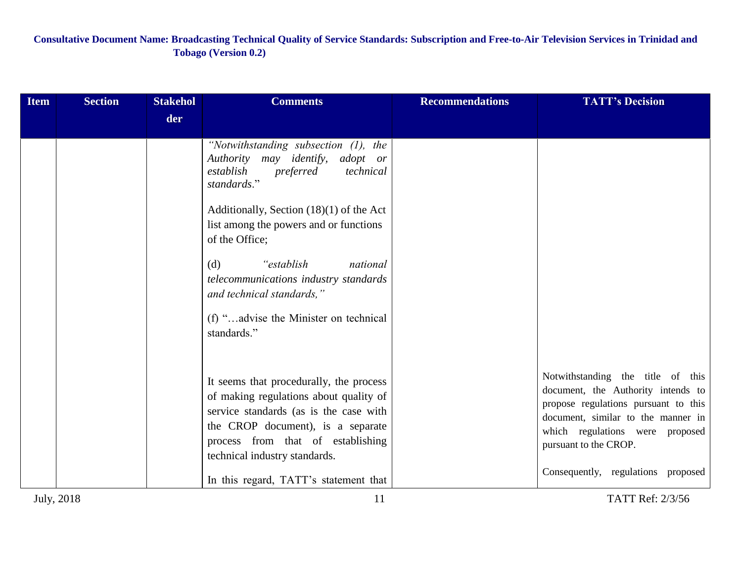| Item | Section | Stakeholder | Comments | Recommendations | TATT's Decision |
|---|---|---|---|---|---|
| | | | *"Notwithstanding subsection (1), the Authority may identify, adopt or establish preferred technical standards*."<br><br>Additionally, Section (18)(1) of the Act list among the powers and or functions of the Office;<br><br>(d) *"establish national telecommunications industry standards and technical standards,"*<br><br>(f) "…advise the Minister on technical standards." | | |
| | | | It seems that procedurally, the process of making regulations about quality of service standards (as is the case with the CROP document), is a separate process from that of establishing technical industry standards.<br><br>In this regard, TATT's statement that | | Notwithstanding the title of this document, the Authority intends to propose regulations pursuant to this document, similar to the manner in which regulations were proposed pursuant to the CROP.<br><br>Consequently, regulations proposed |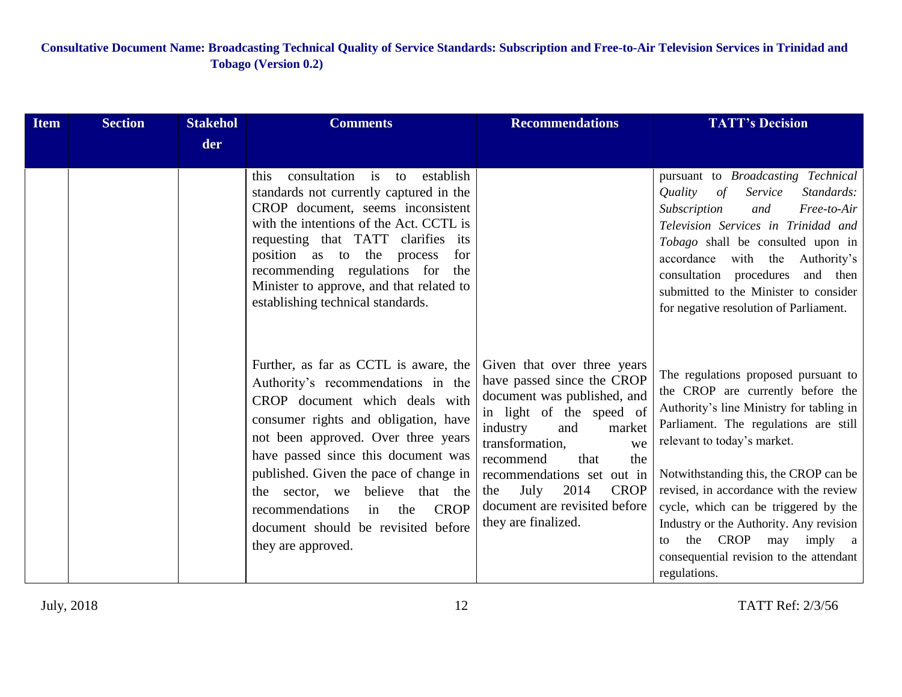| Item | Section | Stakeholder | Comments | Recommendations | TATT's Decision |
|---|---|---|---|---|---|
| | | | this consultation is to establish standards not currently captured in the CROP document, seems inconsistent with the intentions of the Act. CCTL is requesting that TATT clarifies its position as to the process for recommending regulations for the Minister to approve, and that related to establishing technical standards. | | pursuant to *Broadcasting Technical Quality of Service Standards: Subscription and Free-to-Air Television Services in Trinidad and Tobago* shall be consulted upon in accordance with the Authority's consultation procedures and then submitted to the Minister to consider for negative resolution of Parliament. |
| | | | Further, as far as CCTL is aware, the Authority's recommendations in the CROP document which deals with consumer rights and obligation, have not been approved. Over three years have passed since this document was published. Given the pace of change in the sector, we believe that the recommendations in the CROP document should be revisited before they are approved. | Given that over three years have passed since the CROP document was published, and in light of the speed of industry and market transformation, we recommend that the recommendations set out in the July 2014 CROP document are revisited before they are finalized. | The regulations proposed pursuant to the CROP are currently before the Authority's line Ministry for tabling in Parliament. The regulations are still relevant to today's market.<br><br>Notwithstanding this, the CROP can be revised, in accordance with the review cycle, which can be triggered by the Industry or the Authority. Any revision to the CROP may imply a consequential revision to the attendant regulations. |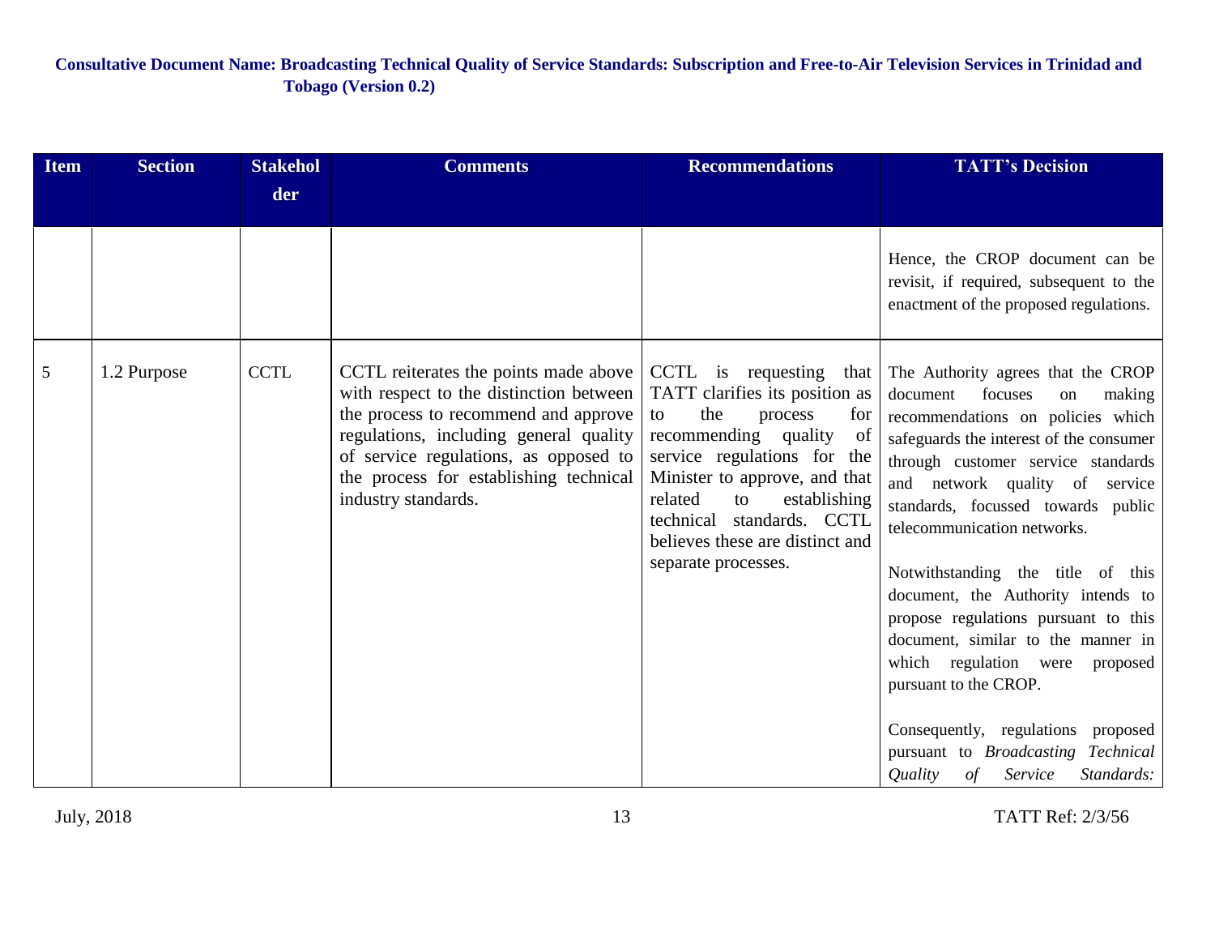**Consultative Document Name: Broadcasting Technical Quality of Service Standards: Subscription and Free-to-Air Television Services in Trinidad and Tobago (Version 0.2)**

| Item | Section | Stakeholder | Comments | Recommendations | TATT's Decision |
|---|---|---|---|---|---|
| | | | | | Hence, the CROP document can be revisit, if required, subsequent to the enactment of the proposed regulations. |
| 5 | 1.2 Purpose | CCTL | CCTL reiterates the points made above with respect to the distinction between the process to recommend and approve regulations, including general quality of service regulations, as opposed to the process for establishing technical industry standards. | CCTL is requesting that TATT clarifies its position as to the process for recommending quality of service regulations for the Minister to approve, and that related to establishing technical standards. CCTL believes these are distinct and separate processes. | The Authority agrees that the CROP document focuses on making recommendations on policies which safeguards the interest of the consumer through customer service standards and network quality of service standards, focussed towards public telecommunication networks.<br><br>Notwithstanding the title of this document, the Authority intends to propose regulations pursuant to this document, similar to the manner in which regulation were proposed pursuant to the CROP.<br><br>Consequently, regulations proposed pursuant to *Broadcasting Technical Quality of Service Standards:* |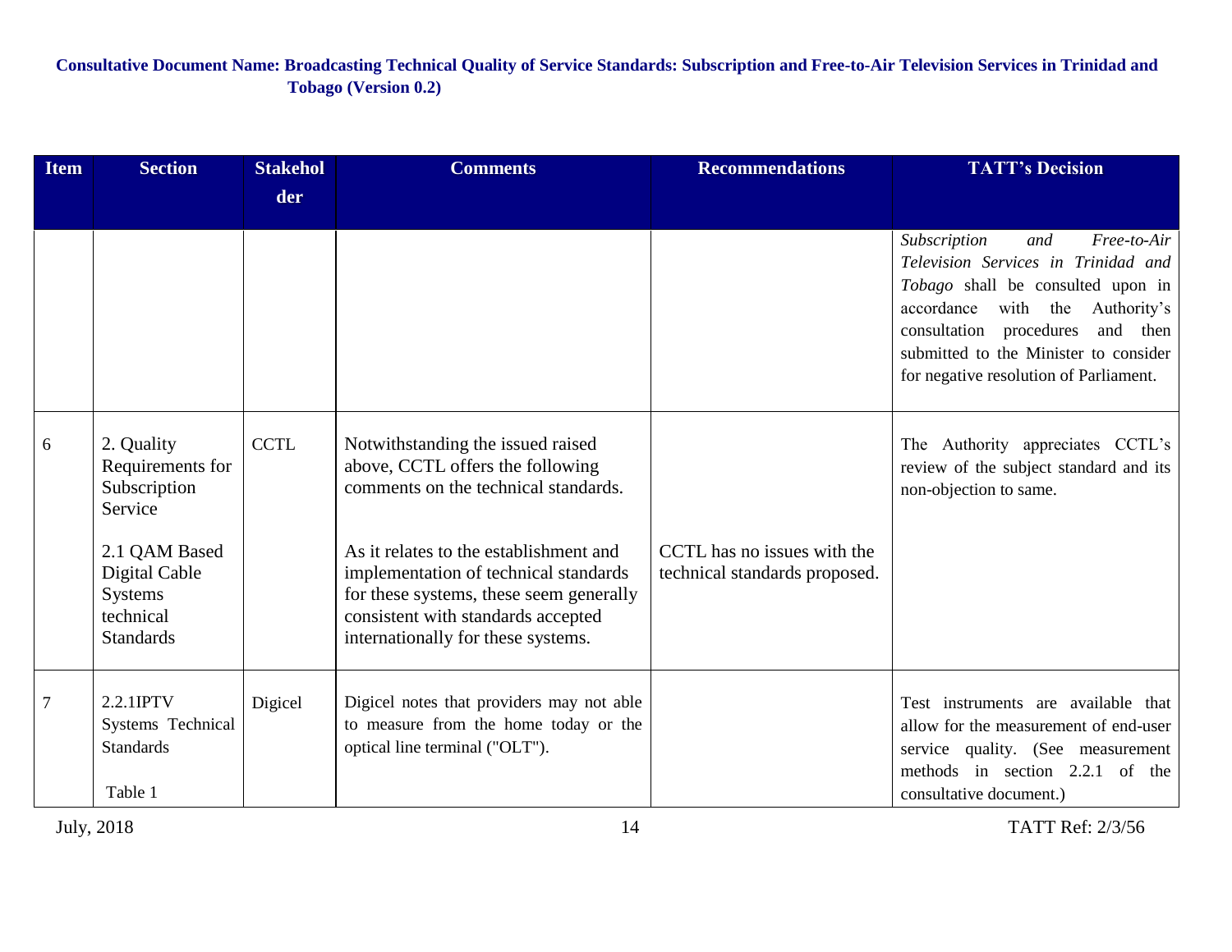| Item | Section | Stakeholder | Comments | Recommendations | TATT's Decision |
|---|---|---|---|---|---|
| | | | | | *Subscription and Free-to-Air Television Services in Trinidad and Tobago* shall be consulted upon in accordance with the Authority's consultation procedures and then submitted to the Minister to consider for negative resolution of Parliament. |
| 6 | 2. Quality Requirements for Subscription Service<br><br>2.1 QAM Based Digital Cable Systems technical Standards | CCTL | Notwithstanding the issued raised above, CCTL offers the following comments on the technical standards.<br><br>As it relates to the establishment and implementation of technical standards for these systems, these seem generally consistent with standards accepted internationally for these systems. | CCTL has no issues with the technical standards proposed. | The Authority appreciates CCTL's review of the subject standard and its non-objection to same. |
| 7 | 2.2.1IPTV Systems Technical Standards<br><br>Table 1 | Digicel | Digicel notes that providers may not able to measure from the home today or the optical line terminal ("OLT"). | | Test instruments are available that allow for the measurement of end-user service quality. (See measurement methods in section 2.2.1 of the consultative document.) |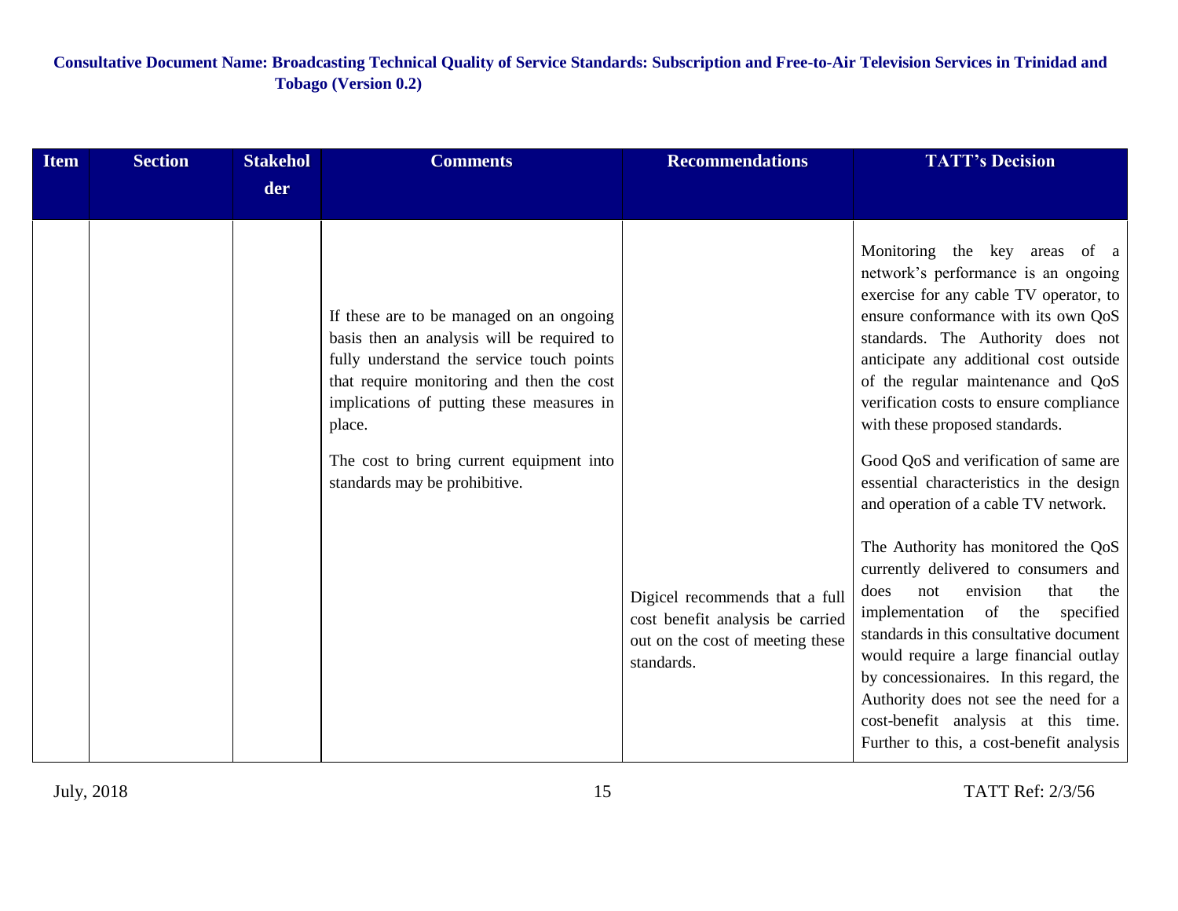| Item | Section | Stakeholder | Comments | Recommendations | TATT's Decision |
|---|---|---|---|---|---|
| | | | If these are to be managed on an ongoing basis then an analysis will be required to fully understand the service touch points that require monitoring and then the cost implications of putting these measures in place.<br><br>The cost to bring current equipment into standards may be prohibitive. | Digicel recommends that a full cost benefit analysis be carried out on the cost of meeting these standards. | Monitoring the key areas of a network's performance is an ongoing exercise for any cable TV operator, to ensure conformance with its own QoS standards. The Authority does not anticipate any additional cost outside of the regular maintenance and QoS verification costs to ensure compliance with these proposed standards.<br><br>Good QoS and verification of same are essential characteristics in the design and operation of a cable TV network.<br><br>The Authority has monitored the QoS currently delivered to consumers and does not envision that the implementation of the specified standards in this consultative document would require a large financial outlay by concessionaires. In this regard, the Authority does not see the need for a cost-benefit analysis at this time. Further to this, a cost-benefit analysis |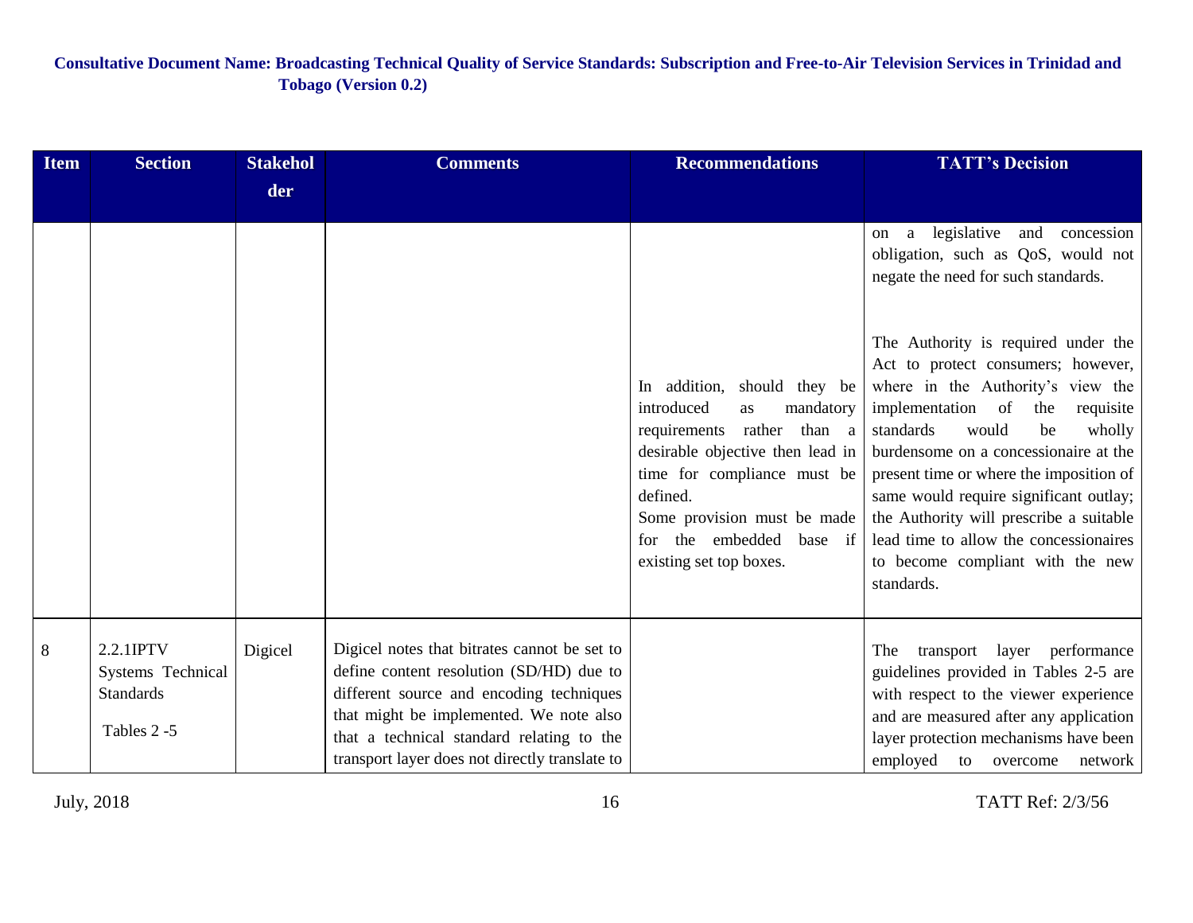| Item | Section | Stakeholder | Comments | Recommendations | TATT's Decision |
|---|---|---|---|---|---|
| | | | | In addition, should they be introduced as mandatory requirements rather than a desirable objective then lead in time for compliance must be defined.<br>Some provision must be made for the embedded base if existing set top boxes. | on a legislative and concession obligation, such as QoS, would not negate the need for such standards.<br><br>The Authority is required under the Act to protect consumers; however, where in the Authority's view the implementation of the requisite standards would be wholly burdensome on a concessionaire at the present time or where the imposition of same would require significant outlay; the Authority will prescribe a suitable lead time to allow the concessionaires to become compliant with the new standards. |
| 8 | 2.2.1IPTV Systems Technical Standards<br><br>Tables 2 -5 | Digicel | Digicel notes that bitrates cannot be set to define content resolution (SD/HD) due to different source and encoding techniques that might be implemented. We note also that a technical standard relating to the transport layer does not directly translate to | | The transport layer performance guidelines provided in Tables 2-5 are with respect to the viewer experience and are measured after any application layer protection mechanisms have been employed to overcome network |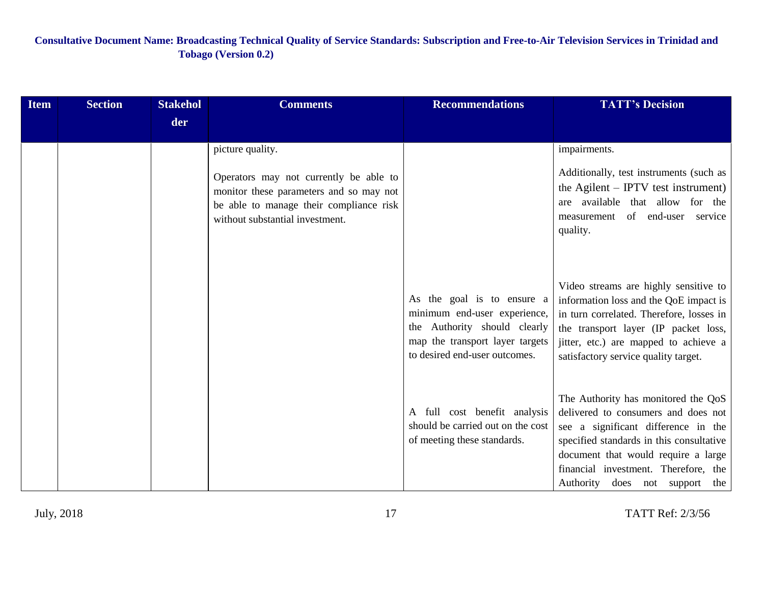| Item | Section | Stakeholder | Comments | Recommendations | TATT's Decision |
|---|---|---|---|---|---|
| | | | picture quality.<br><br>Operators may not currently be able to monitor these parameters and so may not be able to manage their compliance risk without substantial investment. | | impairments.<br><br>Additionally, test instruments (such as the Agilent – IPTV test instrument) are available that allow for the measurement of end-user service quality. |
| | | | | As the goal is to ensure a minimum end-user experience, the Authority should clearly map the transport layer targets to desired end-user outcomes. | Video streams are highly sensitive to information loss and the QoE impact is in turn correlated. Therefore, losses in the transport layer (IP packet loss, jitter, etc.) are mapped to achieve a satisfactory service quality target. |
| | | | | A full cost benefit analysis should be carried out on the cost of meeting these standards. | The Authority has monitored the QoS delivered to consumers and does not see a significant difference in the specified standards in this consultative document that would require a large financial investment. Therefore, the Authority does not support the |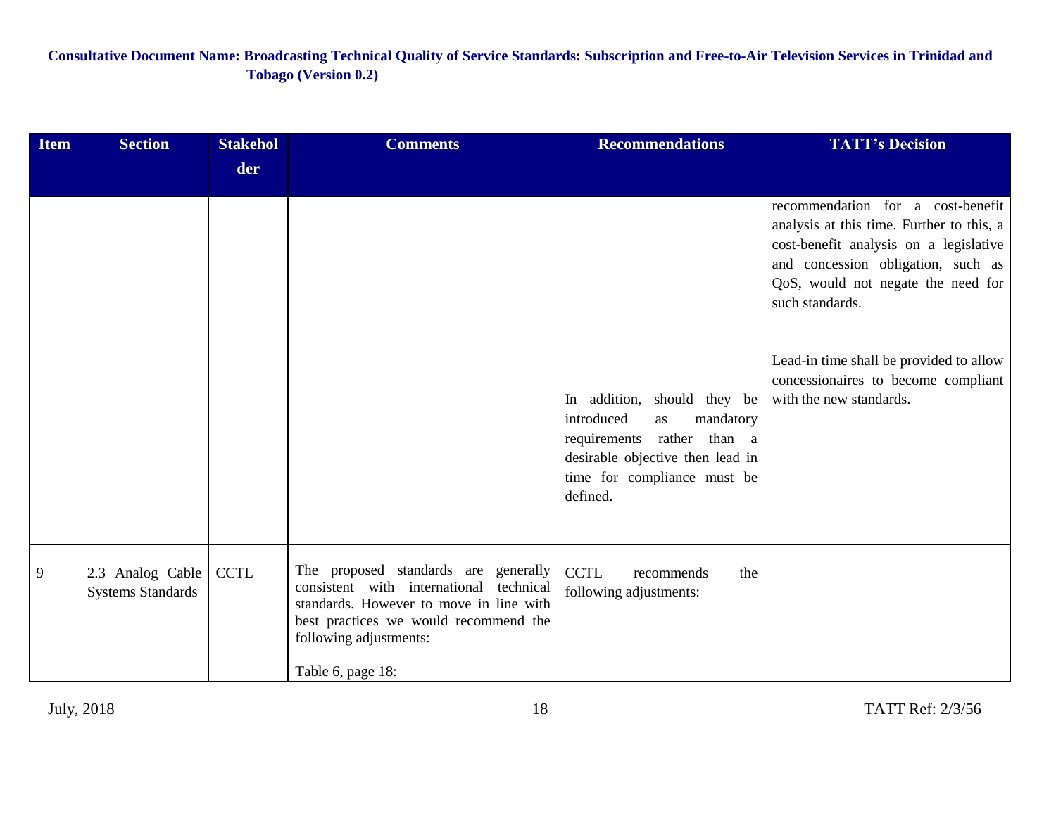**Consultative Document Name: Broadcasting Technical Quality of Service Standards: Subscription and Free-to-Air Television Services in Trinidad and Tobago (Version 0.2)**

| Item | Section | Stakeholder | Comments | Recommendations | TATT's Decision |
|---|---|---|---|---|---|
| | | | | In addition, should they be introduced as mandatory requirements rather than a desirable objective then lead in time for compliance must be defined. | recommendation for a cost-benefit analysis at this time. Further to this, a cost-benefit analysis on a legislative and concession obligation, such as QoS, would not negate the need for such standards.<br><br>Lead-in time shall be provided to allow concessionaires to become compliant with the new standards. |
| 9 | 2.3 Analog Cable Systems Standards | CCTL | The proposed standards are generally consistent with international technical standards. However to move in line with best practices we would recommend the following adjustments:<br><br>Table 6, page 18: | CCTL recommends the following adjustments: | |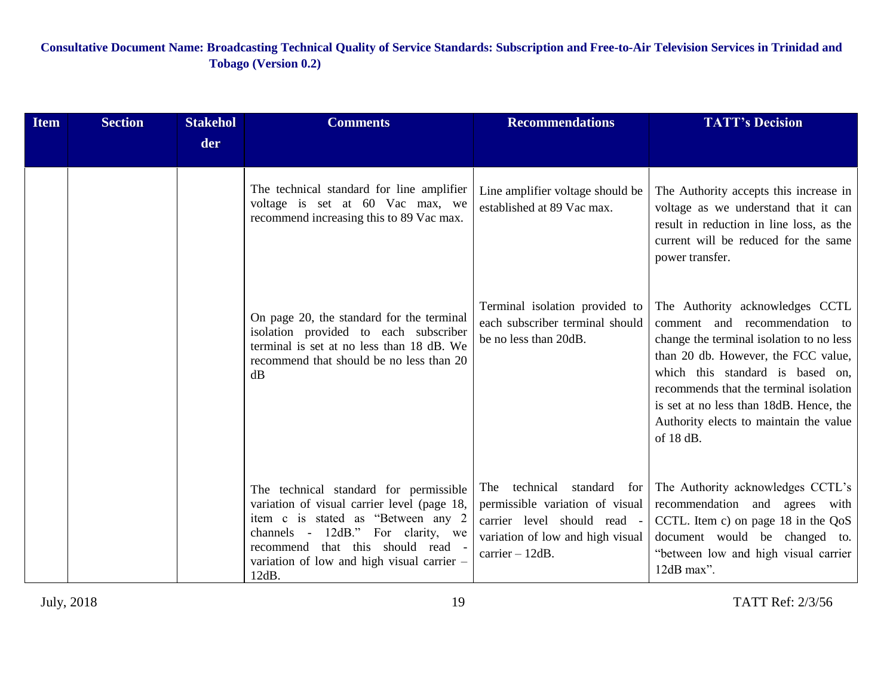| Item | Section | Stakeholder | Comments | Recommendations | TATT's Decision |
|---|---|---|---|---|---|
| | | | The technical standard for line amplifier voltage is set at 60 Vac max, we recommend increasing this to 89 Vac max. | Line amplifier voltage should be established at 89 Vac max. | The Authority accepts this increase in voltage as we understand that it can result in reduction in line loss, as the current will be reduced for the same power transfer. |
| | | | On page 20, the standard for the terminal isolation provided to each subscriber terminal is set at no less than 18 dB. We recommend that should be no less than 20 dB | Terminal isolation provided to each subscriber terminal should be no less than 20dB. | The Authority acknowledges CCTL comment and recommendation to change the terminal isolation to no less than 20 db. However, the FCC value, which this standard is based on, recommends that the terminal isolation is set at no less than 18dB. Hence, the Authority elects to maintain the value of 18 dB. |
| | | | The technical standard for permissible variation of visual carrier level (page 18, item c is stated as "Between any 2 channels - 12dB." For clarity, we recommend that this should read - variation of low and high visual carrier – 12dB. | The technical standard for permissible variation of visual carrier level should read - variation of low and high visual carrier – 12dB. | The Authority acknowledges CCTL's recommendation and agrees with CCTL. Item c) on page 18 in the QoS document would be changed to. "between low and high visual carrier 12dB max". |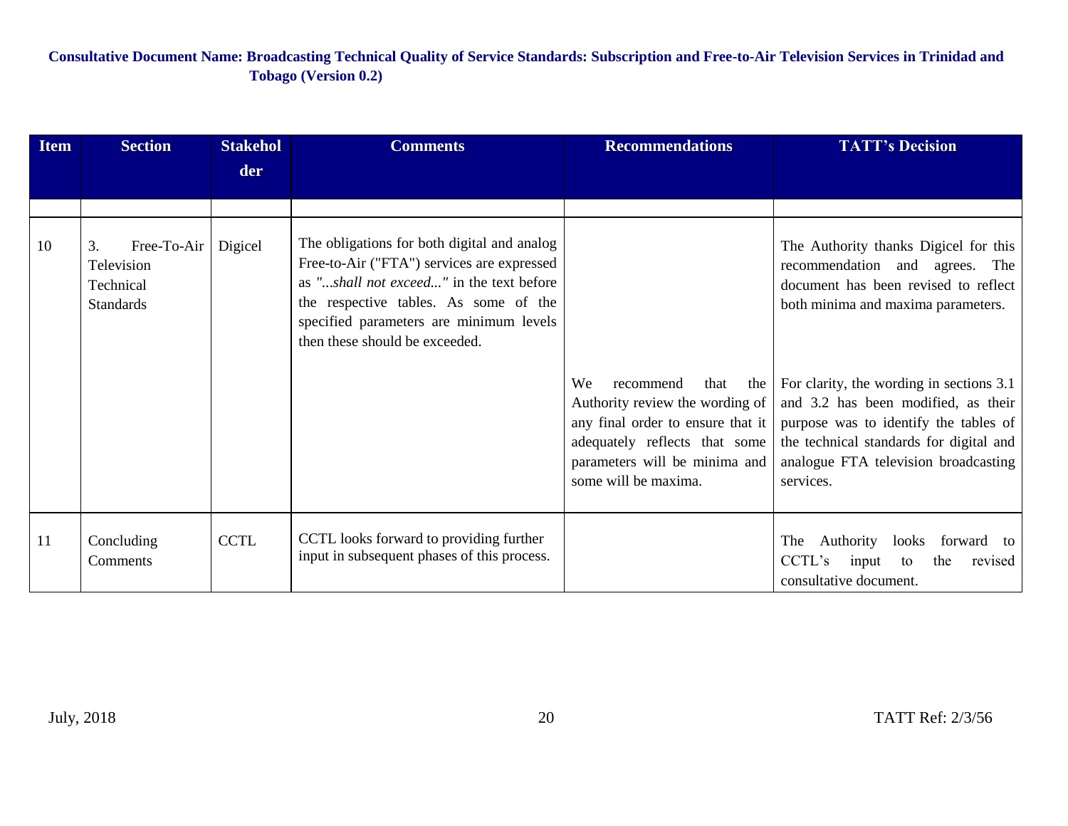**Consultative Document Name: Broadcasting Technical Quality of Service Standards: Subscription and Free-to-Air Television Services in Trinidad and Tobago (Version 0.2)**

| Item | Section | Stakeholder | Comments | Recommendations | TATT's Decision |
|---|---|---|---|---|---|
| | | | | | |
| 10 | 3. Free-To-Air Television Technical Standards | Digicel | The obligations for both digital and analog Free-to-Air ("FTA") services are expressed as *"...shall not exceed..."* in the text before the respective tables. As some of the specified parameters are minimum levels then these should be exceeded. | | The Authority thanks Digicel for this recommendation and agrees. The document has been revised to reflect both minima and maxima parameters. |
| | | | | We recommend that the Authority review the wording of any final order to ensure that it adequately reflects that some parameters will be minima and some will be maxima. | For clarity, the wording in sections 3.1 and 3.2 has been modified, as their purpose was to identify the tables of the technical standards for digital and analogue FTA television broadcasting services. |
| 11 | Concluding Comments | CCTL | CCTL looks forward to providing further input in subsequent phases of this process. | | The Authority looks forward to CCTL's input to the revised consultative document. |